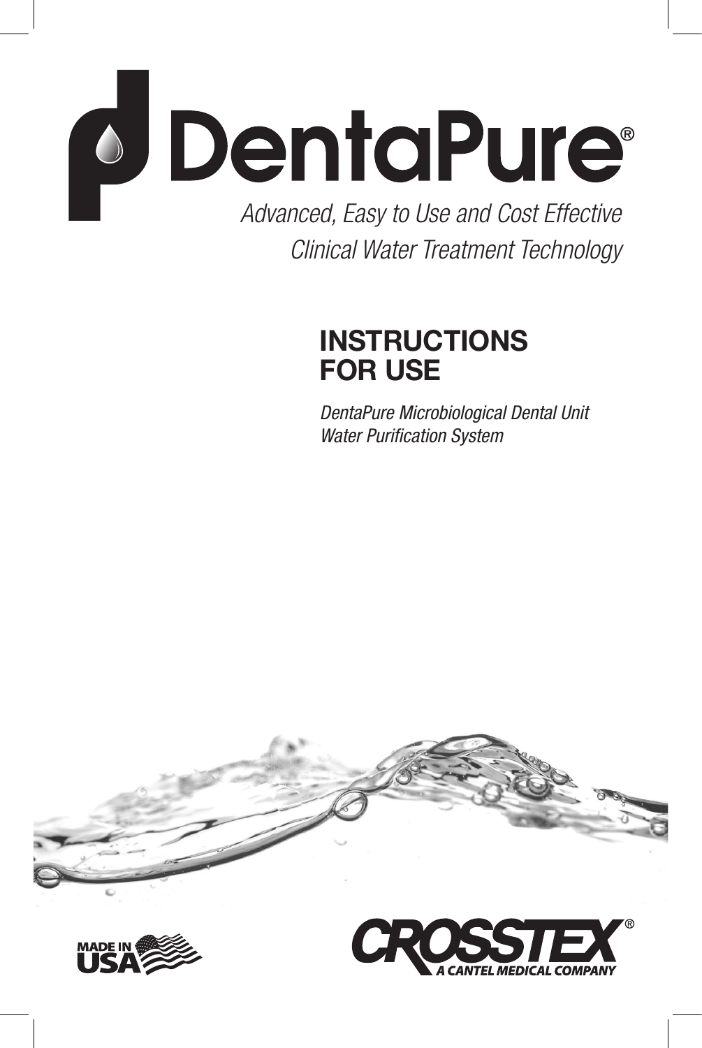# DentaPure®

*Advanced, Easy to Use and Cost Effective Clinical Water Treatment Technology*

## INSTRUCTIONS FOR USE

*DentaPure Microbiological Dental Unit Water Purification System*

MADE IN USA

CROSSTEX®
A CANTEL MEDICAL COMPANY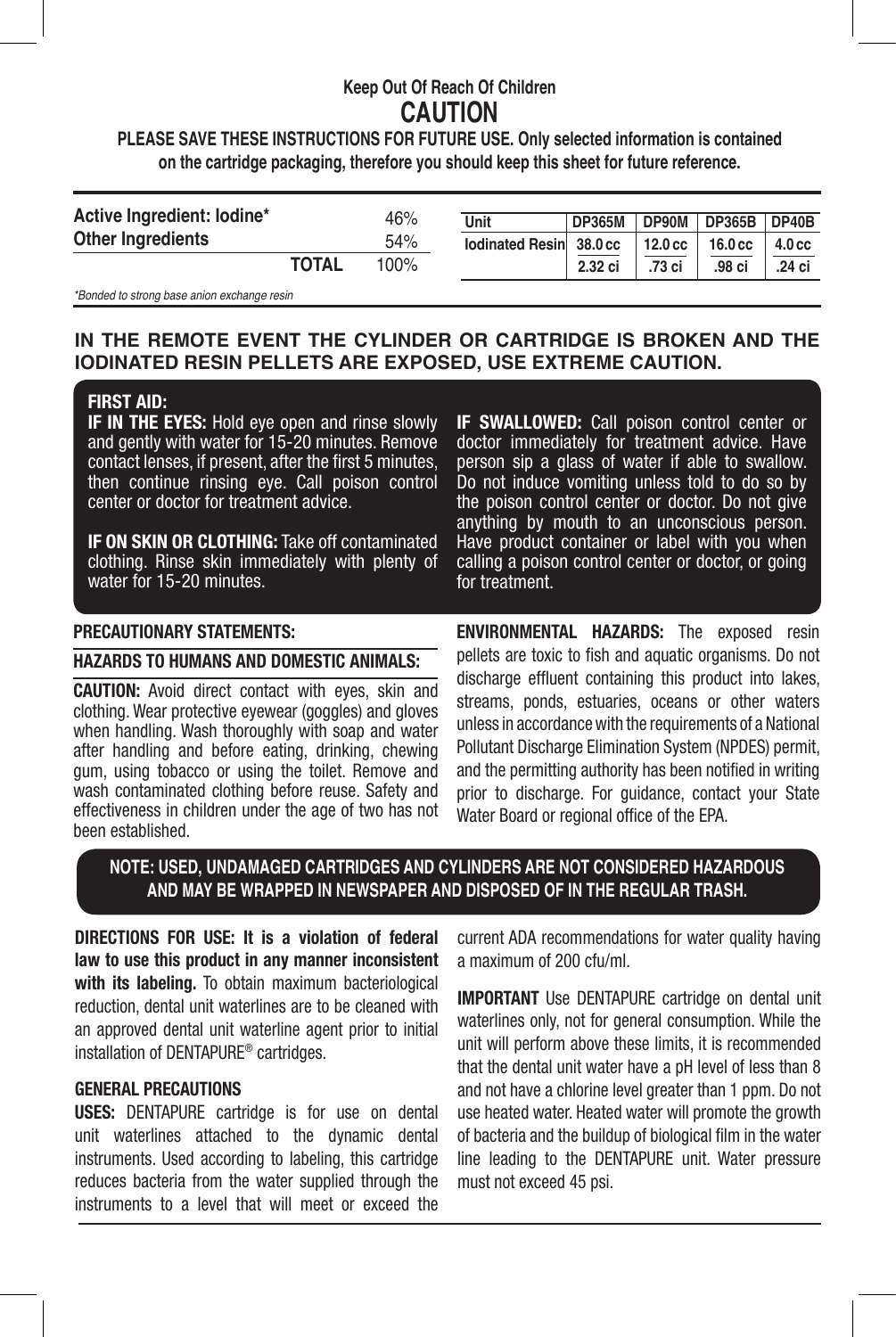**Keep Out Of Reach Of Children**

# CAUTION

**PLEASE SAVE THESE INSTRUCTIONS FOR FUTURE USE. Only selected information is contained on the cartridge packaging, therefore you should keep this sheet for future reference.**

| | | |
|---|---|---|
| **Active Ingredient: Iodine*** | | 46% |
| **Other Ingredients** | | 54% |
| | **TOTAL** | 100% |

*Bonded to strong base anion exchange resin*

| Unit | DP365M | DP90M | DP365B | DP40B |
|---|---|---|---|---|
| Iodinated Resin | 38.0 cc | 12.0 cc | 16.0 cc | 4.0 cc |
| | 2.32 ci | .73 ci | .98 ci | .24 ci |

**IN THE REMOTE EVENT THE CYLINDER OR CARTRIDGE IS BROKEN AND THE IODINATED RESIN PELLETS ARE EXPOSED, USE EXTREME CAUTION.**

## FIRST AID:

**IF IN THE EYES:** Hold eye open and rinse slowly and gently with water for 15-20 minutes. Remove contact lenses, if present, after the first 5 minutes, then continue rinsing eye. Call poison control center or doctor for treatment advice.

**IF ON SKIN OR CLOTHING:** Take off contaminated clothing. Rinse skin immediately with plenty of water for 15-20 minutes.

**IF SWALLOWED:** Call poison control center or doctor immediately for treatment advice. Have person sip a glass of water if able to swallow. Do not induce vomiting unless told to do so by the poison control center or doctor. Do not give anything by mouth to an unconscious person. Have product container or label with you when calling a poison control center or doctor, or going for treatment.

## PRECAUTIONARY STATEMENTS:

### HAZARDS TO HUMANS AND DOMESTIC ANIMALS:

**CAUTION:** Avoid direct contact with eyes, skin and clothing. Wear protective eyewear (goggles) and gloves when handling. Wash thoroughly with soap and water after handling and before eating, drinking, chewing gum, using tobacco or using the toilet. Remove and wash contaminated clothing before reuse. Safety and effectiveness in children under the age of two has not been established.

**ENVIRONMENTAL HAZARDS:** The exposed resin pellets are toxic to fish and aquatic organisms. Do not discharge effluent containing this product into lakes, streams, ponds, estuaries, oceans or other waters unless in accordance with the requirements of a National Pollutant Discharge Elimination System (NPDES) permit, and the permitting authority has been notified in writing prior to discharge. For guidance, contact your State Water Board or regional office of the EPA.

**NOTE: USED, UNDAMAGED CARTRIDGES AND CYLINDERS ARE NOT CONSIDERED HAZARDOUS AND MAY BE WRAPPED IN NEWSPAPER AND DISPOSED OF IN THE REGULAR TRASH.**

**DIRECTIONS FOR USE: It is a violation of federal law to use this product in any manner inconsistent with its labeling.** To obtain maximum bacteriological reduction, dental unit waterlines are to be cleaned with an approved dental unit waterline agent prior to initial installation of DENTAPURE® cartridges.

## GENERAL PRECAUTIONS

**USES:** DENTAPURE cartridge is for use on dental unit waterlines attached to the dynamic dental instruments. Used according to labeling, this cartridge reduces bacteria from the water supplied through the instruments to a level that will meet or exceed the current ADA recommendations for water quality having a maximum of 200 cfu/ml.

**IMPORTANT** Use DENTAPURE cartridge on dental unit waterlines only, not for general consumption. While the unit will perform above these limits, it is recommended that the dental unit water have a pH level of less than 8 and not have a chlorine level greater than 1 ppm. Do not use heated water. Heated water will promote the growth of bacteria and the buildup of biological film in the water line leading to the DENTAPURE unit. Water pressure must not exceed 45 psi.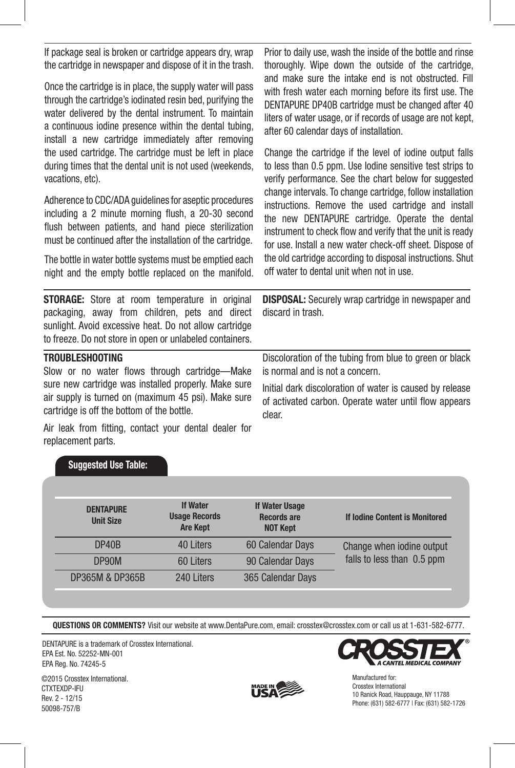If package seal is broken or cartridge appears dry, wrap the cartridge in newspaper and dispose of it in the trash.

Once the cartridge is in place, the supply water will pass through the cartridge's iodinated resin bed, purifying the water delivered by the dental instrument. To maintain a continuous iodine presence within the dental tubing, install a new cartridge immediately after removing the used cartridge. The cartridge must be left in place during times that the dental unit is not used (weekends, vacations, etc).

Adherence to CDC/ADA guidelines for aseptic procedures including a 2 minute morning flush, a 20-30 second flush between patients, and hand piece sterilization must be continued after the installation of the cartridge.

The bottle in water bottle systems must be emptied each night and the empty bottle replaced on the manifold. Prior to daily use, wash the inside of the bottle and rinse thoroughly. Wipe down the outside of the cartridge, and make sure the intake end is not obstructed. Fill with fresh water each morning before its first use. The DENTAPURE DP40B cartridge must be changed after 40 liters of water usage, or if records of usage are not kept, after 60 calendar days of installation.

Change the cartridge if the level of iodine output falls to less than 0.5 ppm. Use Iodine sensitive test strips to verify performance. See the chart below for suggested change intervals. To change cartridge, follow installation instructions. Remove the used cartridge and install the new DENTAPURE cartridge. Operate the dental instrument to check flow and verify that the unit is ready for use. Install a new water check-off sheet. Dispose of the old cartridge according to disposal instructions. Shut off water to dental unit when not in use.

**STORAGE:** Store at room temperature in original packaging, away from children, pets and direct sunlight. Avoid excessive heat. Do not allow cartridge to freeze. Do not store in open or unlabeled containers.

**DISPOSAL:** Securely wrap cartridge in newspaper and discard in trash.

**TROUBLESHOOTING**

Slow or no water flows through cartridge—Make sure new cartridge was installed properly. Make sure air supply is turned on (maximum 45 psi). Make sure cartridge is off the bottom of the bottle.

Air leak from fitting, contact your dental dealer for replacement parts.

Discoloration of the tubing from blue to green or black is normal and is not a concern.

Initial dark discoloration of water is caused by release of activated carbon. Operate water until flow appears clear.

**Suggested Use Table:**

| DENTAPURE Unit Size | If Water Usage Records Are Kept | If Water Usage Records are NOT Kept | If Iodine Content is Monitored |
|---|---|---|---|
| DP40B | 40 Liters | 60 Calendar Days | Change when iodine output falls to less than 0.5 ppm |
| DP90M | 60 Liters | 90 Calendar Days | |
| DP365M & DP365B | 240 Liters | 365 Calendar Days | |

**QUESTIONS OR COMMENTS?** Visit our website at www.DentaPure.com, email: crosstex@crosstex.com or call us at 1-631-582-6777.

DENTAPURE is a trademark of Crosstex International.
EPA Est. No. 52252-MN-001
EPA Reg. No. 74245-5

©2015 Crosstex International.
CTXTEXDP-IFU
Rev. 2 - 12/15
50098-757/B

MADE IN USA

CROSSTEX®
A CANTEL MEDICAL COMPANY

Manufactured for:
Crosstex International
10 Ranick Road, Hauppauge, NY 11788
Phone: (631) 582-6777 | Fax: (631) 582-1726